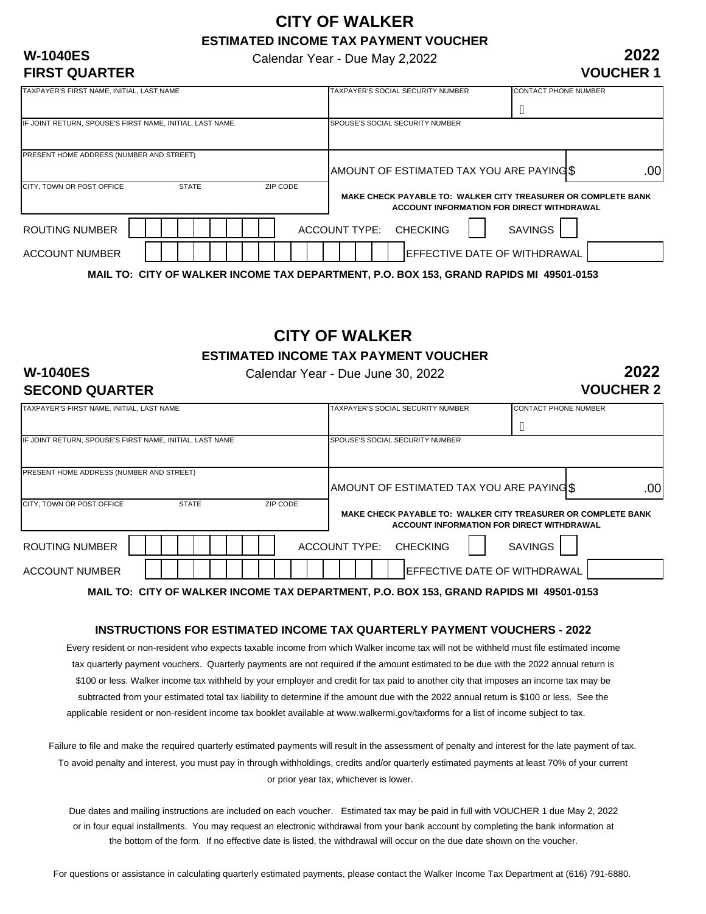# CITY OF WALKER

**ESTIMATED INCOME TAX PAYMENT VOUCHER**

**W-1040ES** Calendar Year - Due May 2,2022 **2022**

**FIRST QUARTER** **VOUCHER 1**

| TAXPAYER'S FIRST NAME, INITIAL, LAST NAME | TAXPAYER'S SOCIAL SECURITY NUMBER | CONTACT PHONE NUMBER |
|---|---|---|
| IF JOINT RETURN, SPOUSE'S FIRST NAME, INITIAL, LAST NAME | SPOUSE'S SOCIAL SECURITY NUMBER | |
| PRESENT HOME ADDRESS (NUMBER AND STREET) | AMOUNT OF ESTIMATED TAX YOU ARE PAYING | $ .00 |
| CITY, TOWN OR POST OFFICE STATE ZIP CODE | **MAKE CHECK PAYABLE TO: WALKER CITY TREASURER OR COMPLETE BANK ACCOUNT INFORMATION FOR DIRECT WITHDRAWAL** | |

ROUTING NUMBER ACCOUNT TYPE: CHECKING SAVINGS

ACCOUNT NUMBER EFFECTIVE DATE OF WITHDRAWAL

**MAIL TO: CITY OF WALKER INCOME TAX DEPARTMENT, P.O. BOX 153, GRAND RAPIDS MI 49501-0153**

# CITY OF WALKER

**ESTIMATED INCOME TAX PAYMENT VOUCHER**

**W-1040ES** Calendar Year - Due June 30, 2022 **2022**

**SECOND QUARTER** **VOUCHER 2**

| TAXPAYER'S FIRST NAME, INITIAL, LAST NAME | TAXPAYER'S SOCIAL SECURITY NUMBER | CONTACT PHONE NUMBER |
|---|---|---|
| IF JOINT RETURN, SPOUSE'S FIRST NAME, INITIAL, LAST NAME | SPOUSE'S SOCIAL SECURITY NUMBER | |
| PRESENT HOME ADDRESS (NUMBER AND STREET) | AMOUNT OF ESTIMATED TAX YOU ARE PAYING | $ .00 |
| CITY, TOWN OR POST OFFICE STATE ZIP CODE | **MAKE CHECK PAYABLE TO: WALKER CITY TREASURER OR COMPLETE BANK ACCOUNT INFORMATION FOR DIRECT WITHDRAWAL** | |

ROUTING NUMBER ACCOUNT TYPE: CHECKING SAVINGS

ACCOUNT NUMBER EFFECTIVE DATE OF WITHDRAWAL

**MAIL TO: CITY OF WALKER INCOME TAX DEPARTMENT, P.O. BOX 153, GRAND RAPIDS MI 49501-0153**

### INSTRUCTIONS FOR ESTIMATED INCOME TAX QUARTERLY PAYMENT VOUCHERS - 2022

Every resident or non-resident who expects taxable income from which Walker income tax will not be withheld must file estimated income tax quarterly payment vouchers. Quarterly payments are not required if the amount estimated to be due with the 2022 annual return is $100 or less. Walker income tax withheld by your employer and credit for tax paid to another city that imposes an income tax may be subtracted from your estimated total tax liability to determine if the amount due with the 2022 annual return is $100 or less. See the applicable resident or non-resident income tax booklet available at www.walkermi.gov/taxforms for a list of income subject to tax.

Failure to file and make the required quarterly estimated payments will result in the assessment of penalty and interest for the late payment of tax. To avoid penalty and interest, you must pay in through withholdings, credits and/or quarterly estimated payments at least 70% of your current or prior year tax, whichever is lower.

Due dates and mailing instructions are included on each voucher. Estimated tax may be paid in full with VOUCHER 1 due May 2, 2022 or in four equal installments. You may request an electronic withdrawal from your bank account by completing the bank information at the bottom of the form. If no effective date is listed, the withdrawal will occur on the due date shown on the voucher.

For questions or assistance in calculating quarterly estimated payments, please contact the Walker Income Tax Department at (616) 791-6880.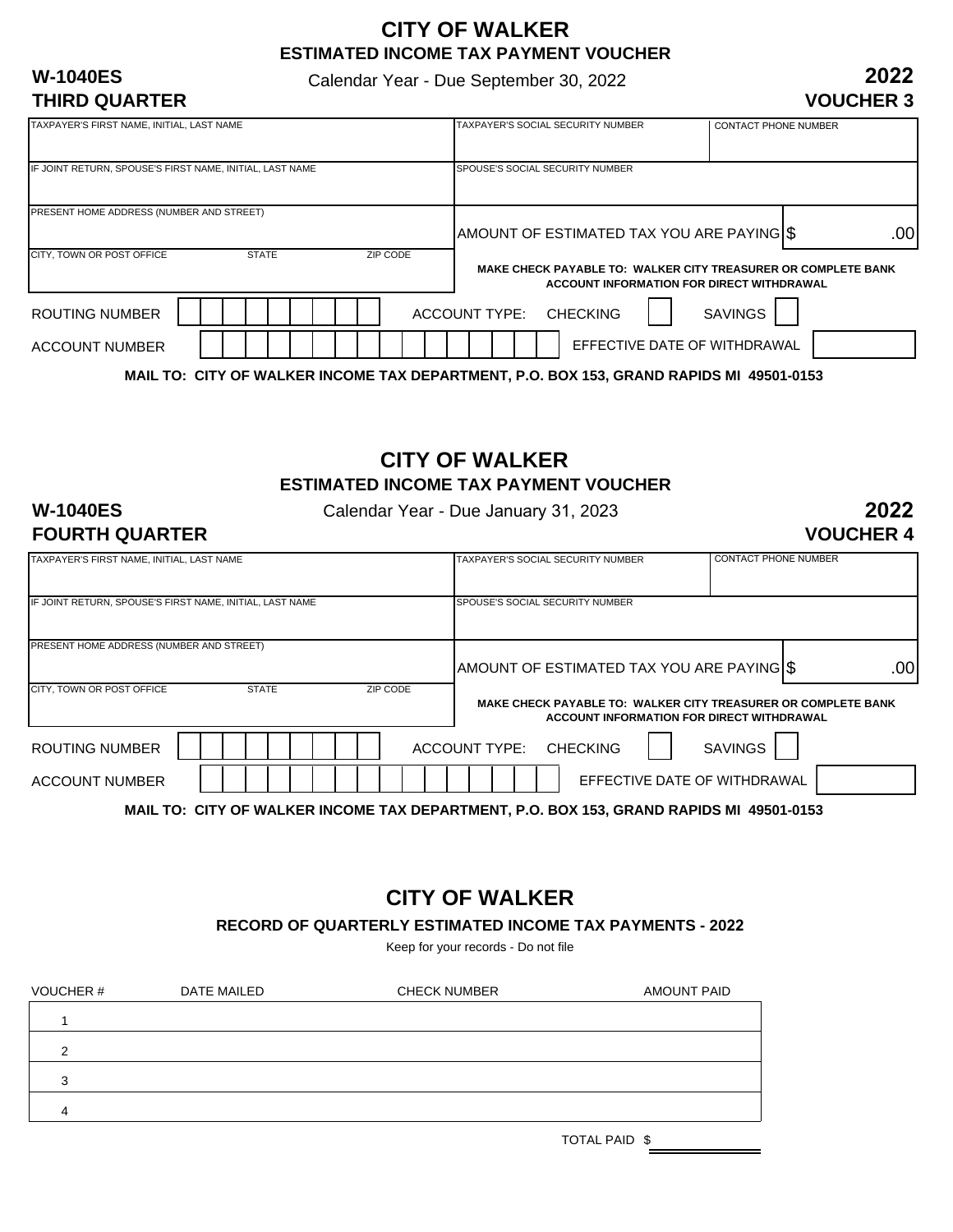# CITY OF WALKER

## ESTIMATED INCOME TAX PAYMENT VOUCHER

**W-1040ES** Calendar Year - Due September 30, 2022 **2022**

**THIRD QUARTER** **VOUCHER 3**

| | | |
|---|---|---|
| TAXPAYER'S FIRST NAME, INITIAL, LAST NAME | TAXPAYER'S SOCIAL SECURITY NUMBER | CONTACT PHONE NUMBER |
| IF JOINT RETURN, SPOUSE'S FIRST NAME, INITIAL, LAST NAME | SPOUSE'S SOCIAL SECURITY NUMBER | |
| PRESENT HOME ADDRESS (NUMBER AND STREET) | AMOUNT OF ESTIMATED TAX YOU ARE PAYING $ .00 | |
| CITY, TOWN OR POST OFFICE STATE ZIP CODE | **MAKE CHECK PAYABLE TO: WALKER CITY TREASURER OR COMPLETE BANK ACCOUNT INFORMATION FOR DIRECT WITHDRAWAL** | |

ROUTING NUMBER ☐☐☐☐☐☐☐☐☐ ACCOUNT TYPE: CHECKING ☐ SAVINGS ☐

ACCOUNT NUMBER ☐☐☐☐☐☐☐☐☐☐☐☐☐☐☐☐☐ EFFECTIVE DATE OF WITHDRAWAL ☐

**MAIL TO: CITY OF WALKER INCOME TAX DEPARTMENT, P.O. BOX 153, GRAND RAPIDS MI 49501-0153**

# CITY OF WALKER

## ESTIMATED INCOME TAX PAYMENT VOUCHER

**W-1040ES** Calendar Year - Due January 31, 2023 **2022**

**FOURTH QUARTER** **VOUCHER 4**

| | | |
|---|---|---|
| TAXPAYER'S FIRST NAME, INITIAL, LAST NAME | TAXPAYER'S SOCIAL SECURITY NUMBER | CONTACT PHONE NUMBER |
| IF JOINT RETURN, SPOUSE'S FIRST NAME, INITIAL, LAST NAME | SPOUSE'S SOCIAL SECURITY NUMBER | |
| PRESENT HOME ADDRESS (NUMBER AND STREET) | AMOUNT OF ESTIMATED TAX YOU ARE PAYING $ .00 | |
| CITY, TOWN OR POST OFFICE STATE ZIP CODE | **MAKE CHECK PAYABLE TO: WALKER CITY TREASURER OR COMPLETE BANK ACCOUNT INFORMATION FOR DIRECT WITHDRAWAL** | |

ROUTING NUMBER ☐☐☐☐☐☐☐☐☐ ACCOUNT TYPE: CHECKING ☐ SAVINGS ☐

ACCOUNT NUMBER ☐☐☐☐☐☐☐☐☐☐☐☐☐☐☐☐☐ EFFECTIVE DATE OF WITHDRAWAL ☐

**MAIL TO: CITY OF WALKER INCOME TAX DEPARTMENT, P.O. BOX 153, GRAND RAPIDS MI 49501-0153**

# CITY OF WALKER

## RECORD OF QUARTERLY ESTIMATED INCOME TAX PAYMENTS - 2022

Keep for your records - Do not file

| VOUCHER # | DATE MAILED | CHECK NUMBER | AMOUNT PAID |
|---|---|---|---|
| 1 | | | |
| 2 | | | |
| 3 | | | |
| 4 | | | |

TOTAL PAID $ ________